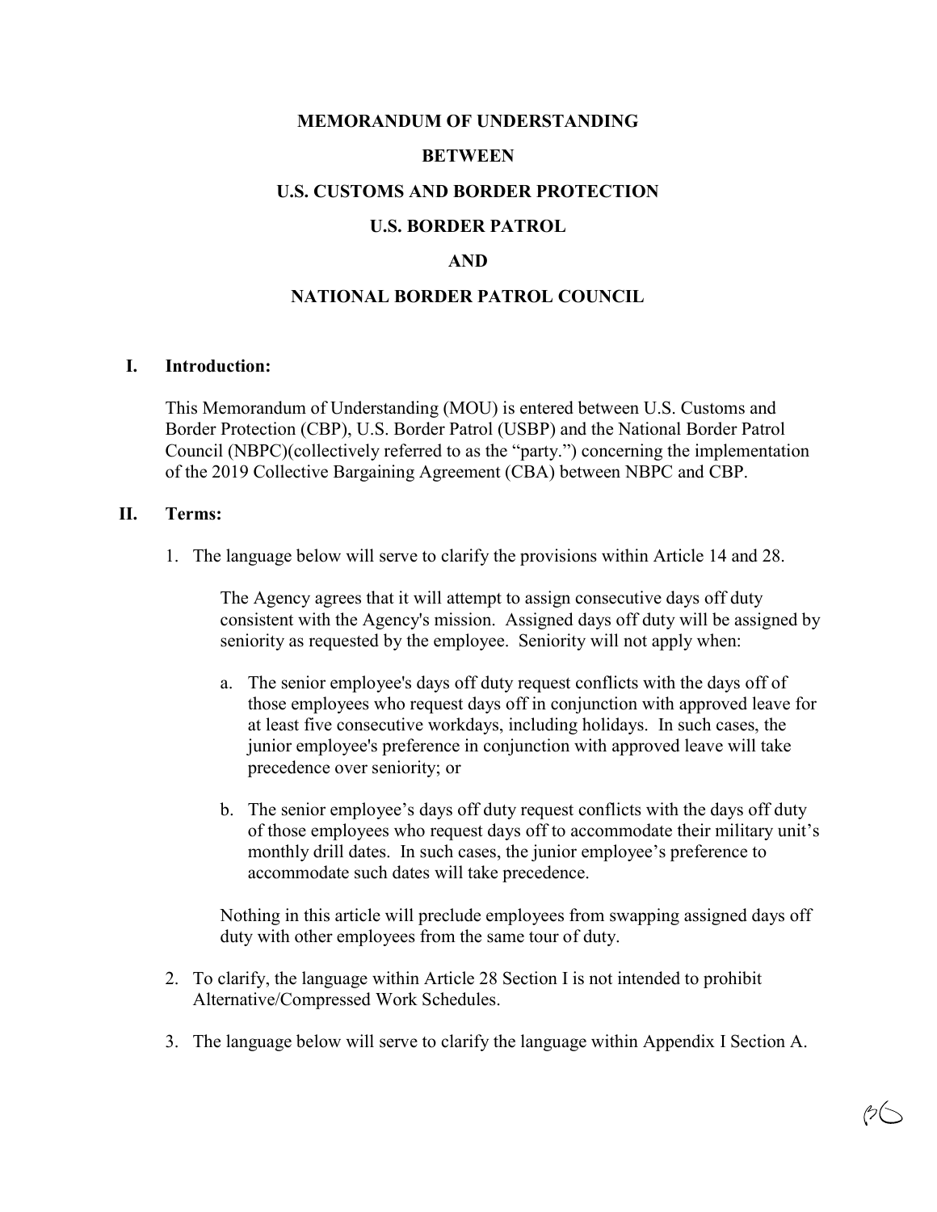# MEMORANDUM OF UNDERSTANDING

# BETWEEN

# U.S. CUSTOMS AND BORDER PROTECTION

# U.S. BORDER PATROL

# AND

# NATIONAL BORDER PATROL COUNCIL

## I. Introduction:

This Memorandum of Understanding (MOU) is entered between U.S. Customs and Border Protection (CBP), U.S. Border Patrol (USBP) and the National Border Patrol Council (NBPC)(collectively referred to as the "party.") concerning the implementation of the 2019 Collective Bargaining Agreement (CBA) between NBPC and CBP.

## II. Terms:

1. The language below will serve to clarify the provisions within Article 14 and 28.

   The Agency agrees that it will attempt to assign consecutive days off duty consistent with the Agency's mission. Assigned days off duty will be assigned by seniority as requested by the employee. Seniority will not apply when:

   a. The senior employee's days off duty request conflicts with the days off of those employees who request days off in conjunction with approved leave for at least five consecutive workdays, including holidays. In such cases, the junior employee's preference in conjunction with approved leave will take precedence over seniority; or

   b. The senior employee's days off duty request conflicts with the days off duty of those employees who request days off to accommodate their military unit's monthly drill dates. In such cases, the junior employee's preference to accommodate such dates will take precedence.

   Nothing in this article will preclude employees from swapping assigned days off duty with other employees from the same tour of duty.

2. To clarify, the language within Article 28 Section I is not intended to prohibit Alternative/Compressed Work Schedules.

3. The language below will serve to clarify the language within Appendix I Section A.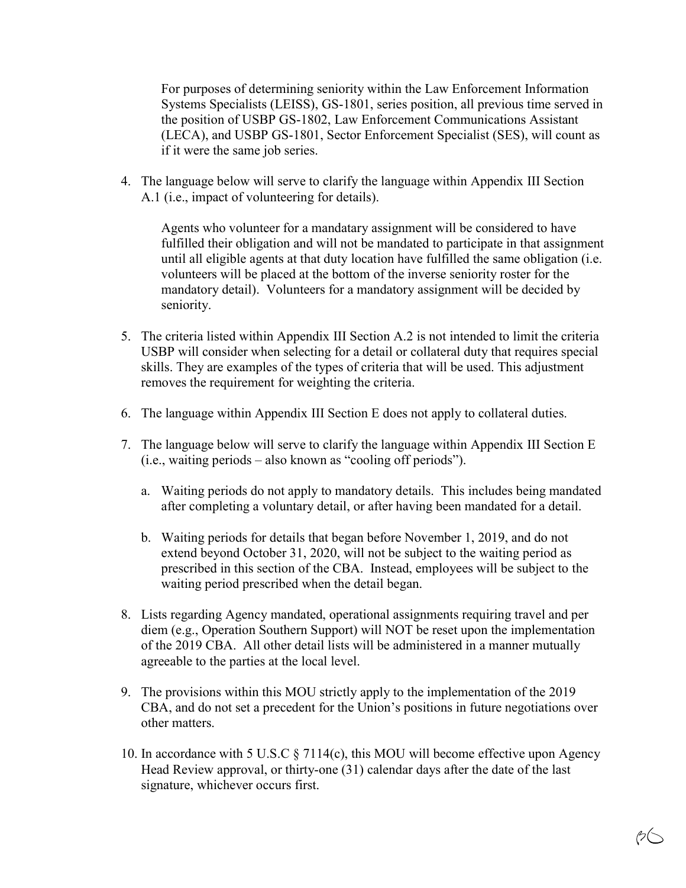For purposes of determining seniority within the Law Enforcement Information Systems Specialists (LEISS), GS-1801, series position, all previous time served in the position of USBP GS-1802, Law Enforcement Communications Assistant (LECA), and USBP GS-1801, Sector Enforcement Specialist (SES), will count as if it were the same job series.

4. The language below will serve to clarify the language within Appendix III Section A.1 (i.e., impact of volunteering for details).

   Agents who volunteer for a mandatary assignment will be considered to have fulfilled their obligation and will not be mandated to participate in that assignment until all eligible agents at that duty location have fulfilled the same obligation (i.e. volunteers will be placed at the bottom of the inverse seniority roster for the mandatory detail). Volunteers for a mandatory assignment will be decided by seniority.

5. The criteria listed within Appendix III Section A.2 is not intended to limit the criteria USBP will consider when selecting for a detail or collateral duty that requires special skills. They are examples of the types of criteria that will be used. This adjustment removes the requirement for weighting the criteria.

6. The language within Appendix III Section E does not apply to collateral duties.

7. The language below will serve to clarify the language within Appendix III Section E (i.e., waiting periods – also known as "cooling off periods").

   a. Waiting periods do not apply to mandatory details. This includes being mandated after completing a voluntary detail, or after having been mandated for a detail.

   b. Waiting periods for details that began before November 1, 2019, and do not extend beyond October 31, 2020, will not be subject to the waiting period as prescribed in this section of the CBA. Instead, employees will be subject to the waiting period prescribed when the detail began.

8. Lists regarding Agency mandated, operational assignments requiring travel and per diem (e.g., Operation Southern Support) will NOT be reset upon the implementation of the 2019 CBA. All other detail lists will be administered in a manner mutually agreeable to the parties at the local level.

9. The provisions within this MOU strictly apply to the implementation of the 2019 CBA, and do not set a precedent for the Union's positions in future negotiations over other matters.

10. In accordance with 5 U.S.C § 7114(c), this MOU will become effective upon Agency Head Review approval, or thirty-one (31) calendar days after the date of the last signature, whichever occurs first.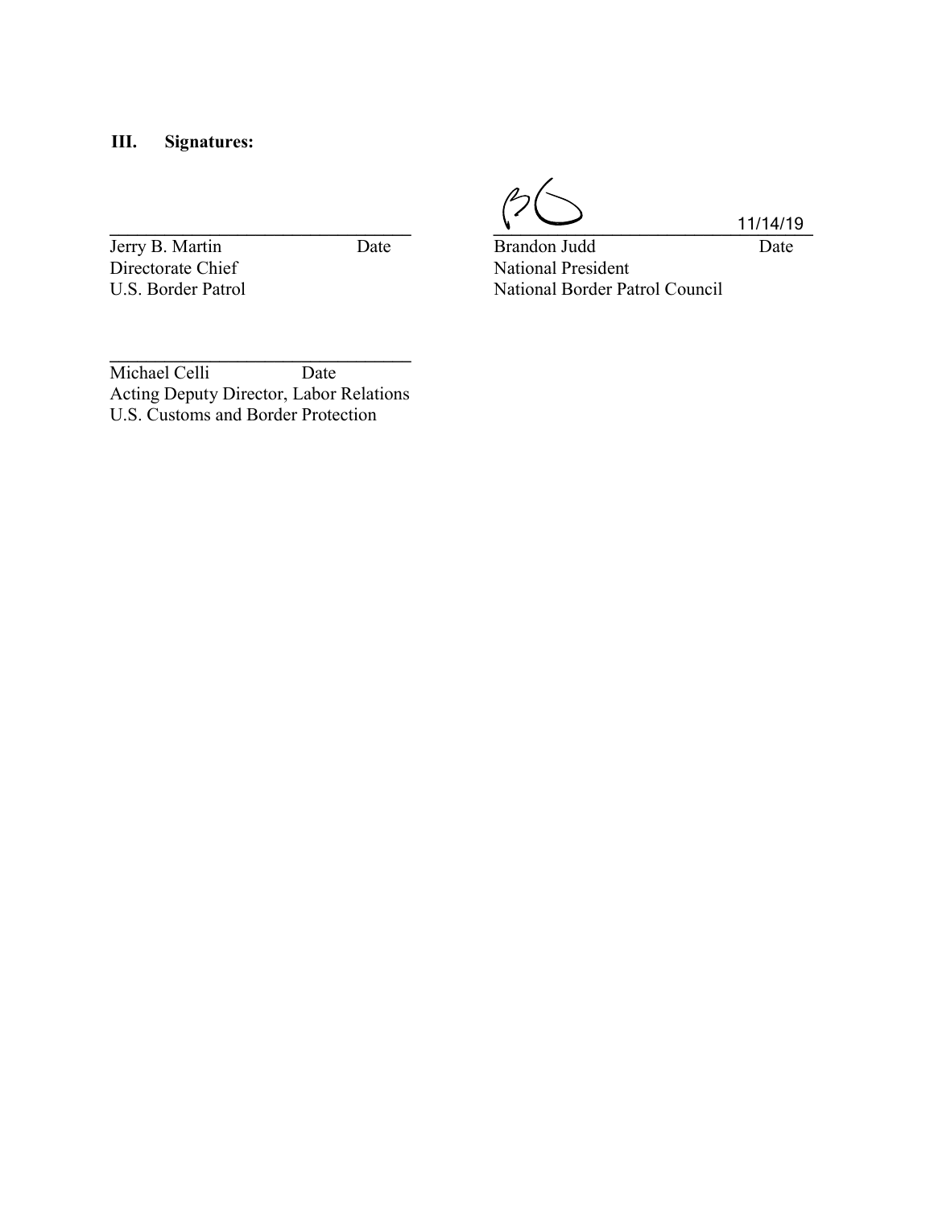### III. Signatures:

\_\_\_\_\_\_\_\_\_\_\_\_\_\_\_\_\_\_\_\_\_\_\_\_\_\_\_\_\_\_\_\_\_\_

Jerry B. Martin  Date
Directorate Chief
U.S. Border Patrol

11/14/19
\_\_\_\_\_\_\_\_\_\_\_\_\_\_\_\_\_\_\_\_\_\_\_\_\_\_\_\_\_\_\_\_\_\_

Brandon Judd  Date
National President
National Border Patrol Council

\_\_\_\_\_\_\_\_\_\_\_\_\_\_\_\_\_\_\_\_\_\_\_\_\_\_\_\_\_\_\_\_\_\_

Michael Celli  Date
Acting Deputy Director, Labor Relations
U.S. Customs and Border Protection